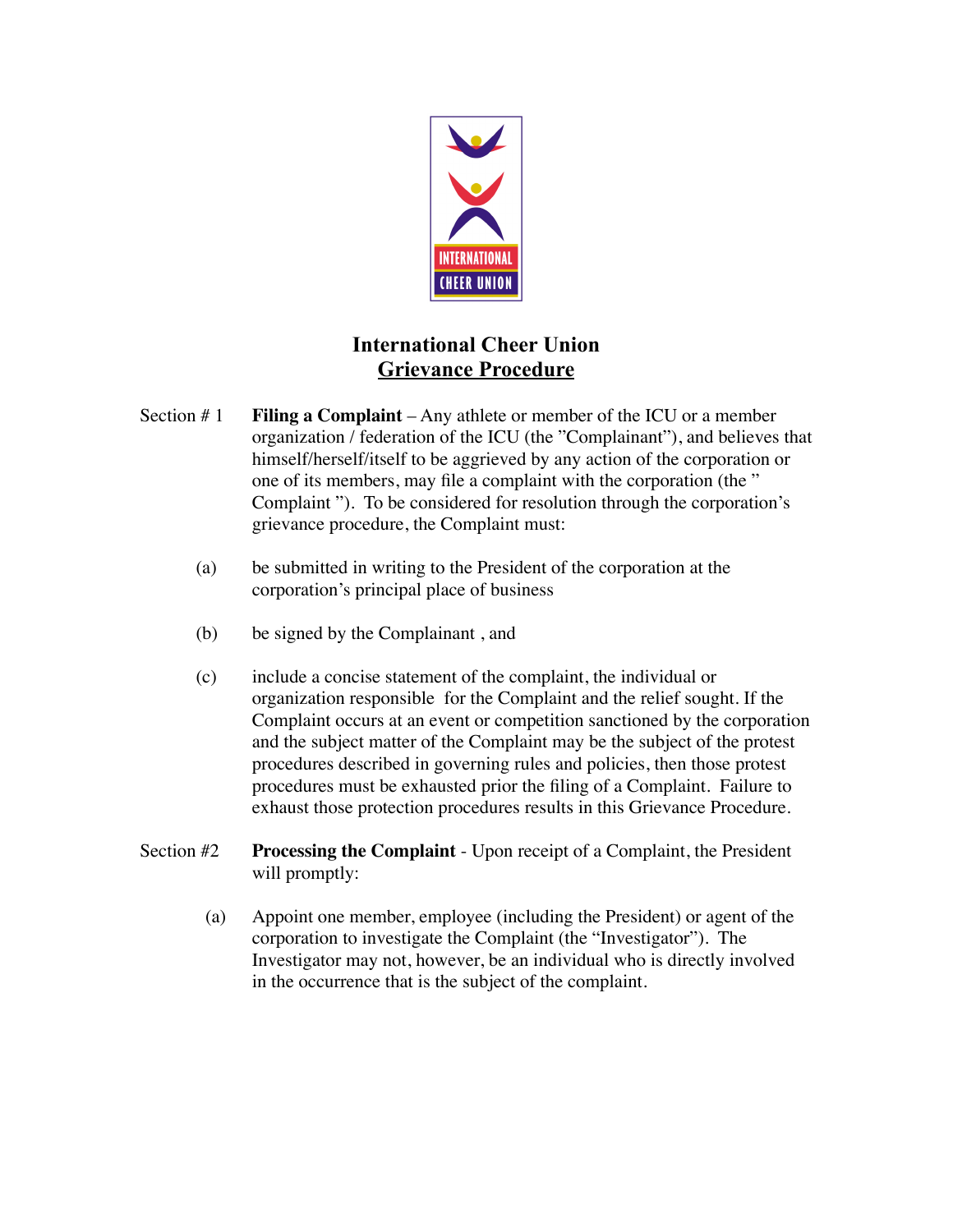# International Cheer Union

## Grievance Procedure

Section # 1 **Filing a Complaint** – Any athlete or member of the ICU or a member organization / federation of the ICU (the "Complainant"), and believes that himself/herself/itself to be aggrieved by any action of the corporation or one of its members, may file a complaint with the corporation (the " Complaint "). To be considered for resolution through the corporation's grievance procedure, the Complaint must:

(a) be submitted in writing to the President of the corporation at the corporation's principal place of business

(b) be signed by the Complainant , and

(c) include a concise statement of the complaint, the individual or organization responsible for the Complaint and the relief sought. If the Complaint occurs at an event or competition sanctioned by the corporation and the subject matter of the Complaint may be the subject of the protest procedures described in governing rules and policies, then those protest procedures must be exhausted prior the filing of a Complaint. Failure to exhaust those protection procedures results in this Grievance Procedure.

Section #2 **Processing the Complaint** - Upon receipt of a Complaint, the President will promptly:

(a) Appoint one member, employee (including the President) or agent of the corporation to investigate the Complaint (the "Investigator"). The Investigator may not, however, be an individual who is directly involved in the occurrence that is the subject of the complaint.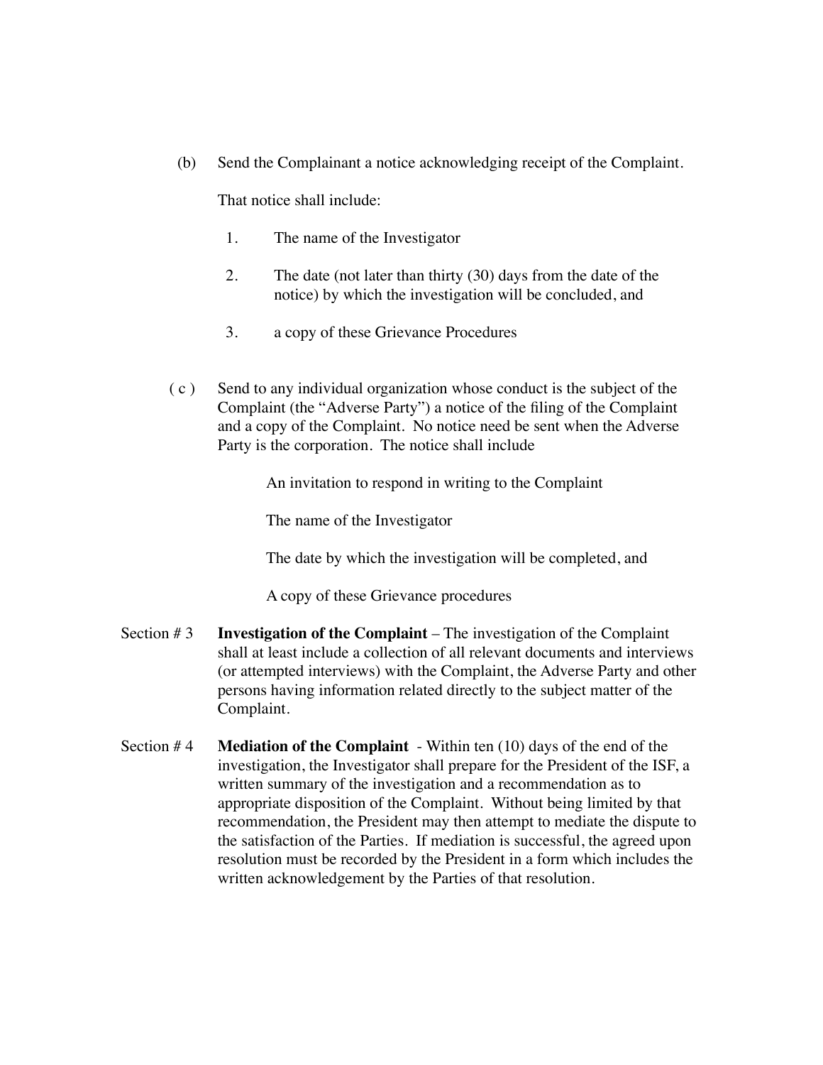(b) Send the Complainant a notice acknowledging receipt of the Complaint.

That notice shall include:

1. The name of the Investigator
2. The date (not later than thirty (30) days from the date of the notice) by which the investigation will be concluded, and
3. a copy of these Grievance Procedures

( c ) Send to any individual organization whose conduct is the subject of the Complaint (the "Adverse Party") a notice of the filing of the Complaint and a copy of the Complaint. No notice need be sent when the Adverse Party is the corporation. The notice shall include

An invitation to respond in writing to the Complaint

The name of the Investigator

The date by which the investigation will be completed, and

A copy of these Grievance procedures

Section # 3 **Investigation of the Complaint** – The investigation of the Complaint shall at least include a collection of all relevant documents and interviews (or attempted interviews) with the Complaint, the Adverse Party and other persons having information related directly to the subject matter of the Complaint.

Section # 4 **Mediation of the Complaint** - Within ten (10) days of the end of the investigation, the Investigator shall prepare for the President of the ISF, a written summary of the investigation and a recommendation as to appropriate disposition of the Complaint. Without being limited by that recommendation, the President may then attempt to mediate the dispute to the satisfaction of the Parties. If mediation is successful, the agreed upon resolution must be recorded by the President in a form which includes the written acknowledgement by the Parties of that resolution.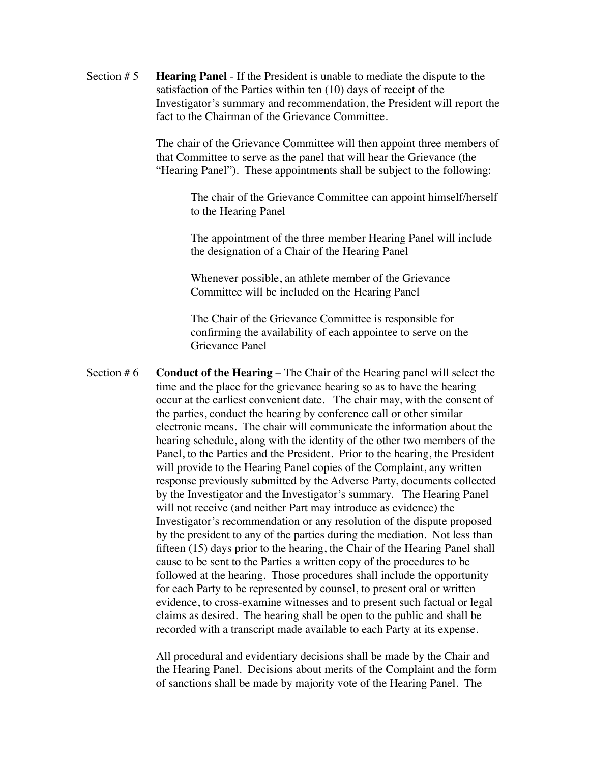Section # 5 **Hearing Panel** - If the President is unable to mediate the dispute to the satisfaction of the Parties within ten (10) days of receipt of the Investigator's summary and recommendation, the President will report the fact to the Chairman of the Grievance Committee.

The chair of the Grievance Committee will then appoint three members of that Committee to serve as the panel that will hear the Grievance (the "Hearing Panel"). These appointments shall be subject to the following:

> The chair of the Grievance Committee can appoint himself/herself to the Hearing Panel
>
> The appointment of the three member Hearing Panel will include the designation of a Chair of the Hearing Panel
>
> Whenever possible, an athlete member of the Grievance Committee will be included on the Hearing Panel
>
> The Chair of the Grievance Committee is responsible for confirming the availability of each appointee to serve on the Grievance Panel

Section # 6 **Conduct of the Hearing** – The Chair of the Hearing panel will select the time and the place for the grievance hearing so as to have the hearing occur at the earliest convenient date. The chair may, with the consent of the parties, conduct the hearing by conference call or other similar electronic means. The chair will communicate the information about the hearing schedule, along with the identity of the other two members of the Panel, to the Parties and the President. Prior to the hearing, the President will provide to the Hearing Panel copies of the Complaint, any written response previously submitted by the Adverse Party, documents collected by the Investigator and the Investigator's summary. The Hearing Panel will not receive (and neither Part may introduce as evidence) the Investigator's recommendation or any resolution of the dispute proposed by the president to any of the parties during the mediation. Not less than fifteen (15) days prior to the hearing, the Chair of the Hearing Panel shall cause to be sent to the Parties a written copy of the procedures to be followed at the hearing. Those procedures shall include the opportunity for each Party to be represented by counsel, to present oral or written evidence, to cross-examine witnesses and to present such factual or legal claims as desired. The hearing shall be open to the public and shall be recorded with a transcript made available to each Party at its expense.

All procedural and evidentiary decisions shall be made by the Chair and the Hearing Panel. Decisions about merits of the Complaint and the form of sanctions shall be made by majority vote of the Hearing Panel. The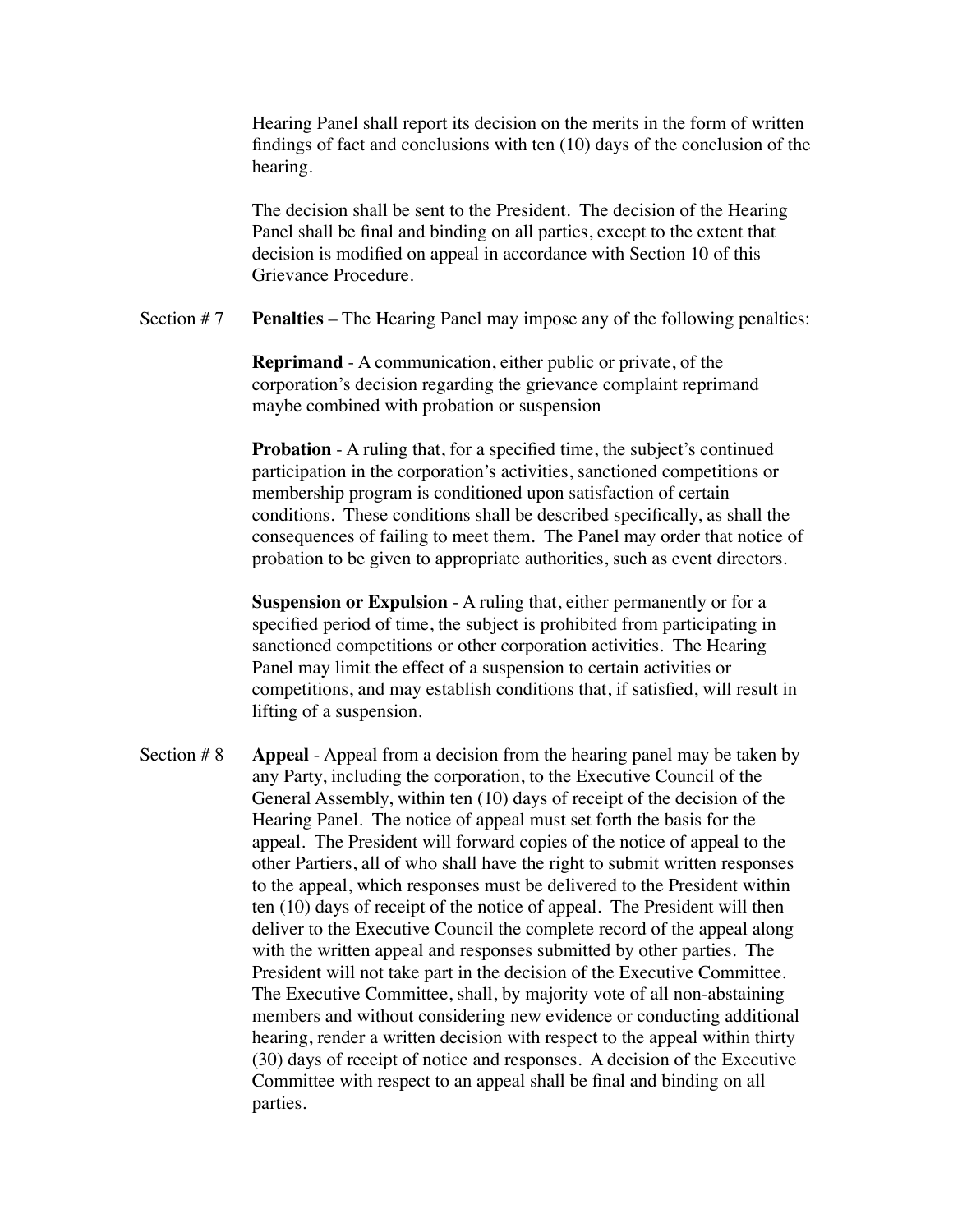Hearing Panel shall report its decision on the merits in the form of written findings of fact and conclusions with ten (10) days of the conclusion of the hearing.

The decision shall be sent to the President. The decision of the Hearing Panel shall be final and binding on all parties, except to the extent that decision is modified on appeal in accordance with Section 10 of this Grievance Procedure.

Section # 7 **Penalties** – The Hearing Panel may impose any of the following penalties:

**Reprimand** - A communication, either public or private, of the corporation's decision regarding the grievance complaint reprimand maybe combined with probation or suspension

**Probation** - A ruling that, for a specified time, the subject's continued participation in the corporation's activities, sanctioned competitions or membership program is conditioned upon satisfaction of certain conditions. These conditions shall be described specifically, as shall the consequences of failing to meet them. The Panel may order that notice of probation to be given to appropriate authorities, such as event directors.

**Suspension or Expulsion** - A ruling that, either permanently or for a specified period of time, the subject is prohibited from participating in sanctioned competitions or other corporation activities. The Hearing Panel may limit the effect of a suspension to certain activities or competitions, and may establish conditions that, if satisfied, will result in lifting of a suspension.

Section # 8 **Appeal** - Appeal from a decision from the hearing panel may be taken by any Party, including the corporation, to the Executive Council of the General Assembly, within ten (10) days of receipt of the decision of the Hearing Panel. The notice of appeal must set forth the basis for the appeal. The President will forward copies of the notice of appeal to the other Partiers, all of who shall have the right to submit written responses to the appeal, which responses must be delivered to the President within ten (10) days of receipt of the notice of appeal. The President will then deliver to the Executive Council the complete record of the appeal along with the written appeal and responses submitted by other parties. The President will not take part in the decision of the Executive Committee. The Executive Committee, shall, by majority vote of all non-abstaining members and without considering new evidence or conducting additional hearing, render a written decision with respect to the appeal within thirty (30) days of receipt of notice and responses. A decision of the Executive Committee with respect to an appeal shall be final and binding on all parties.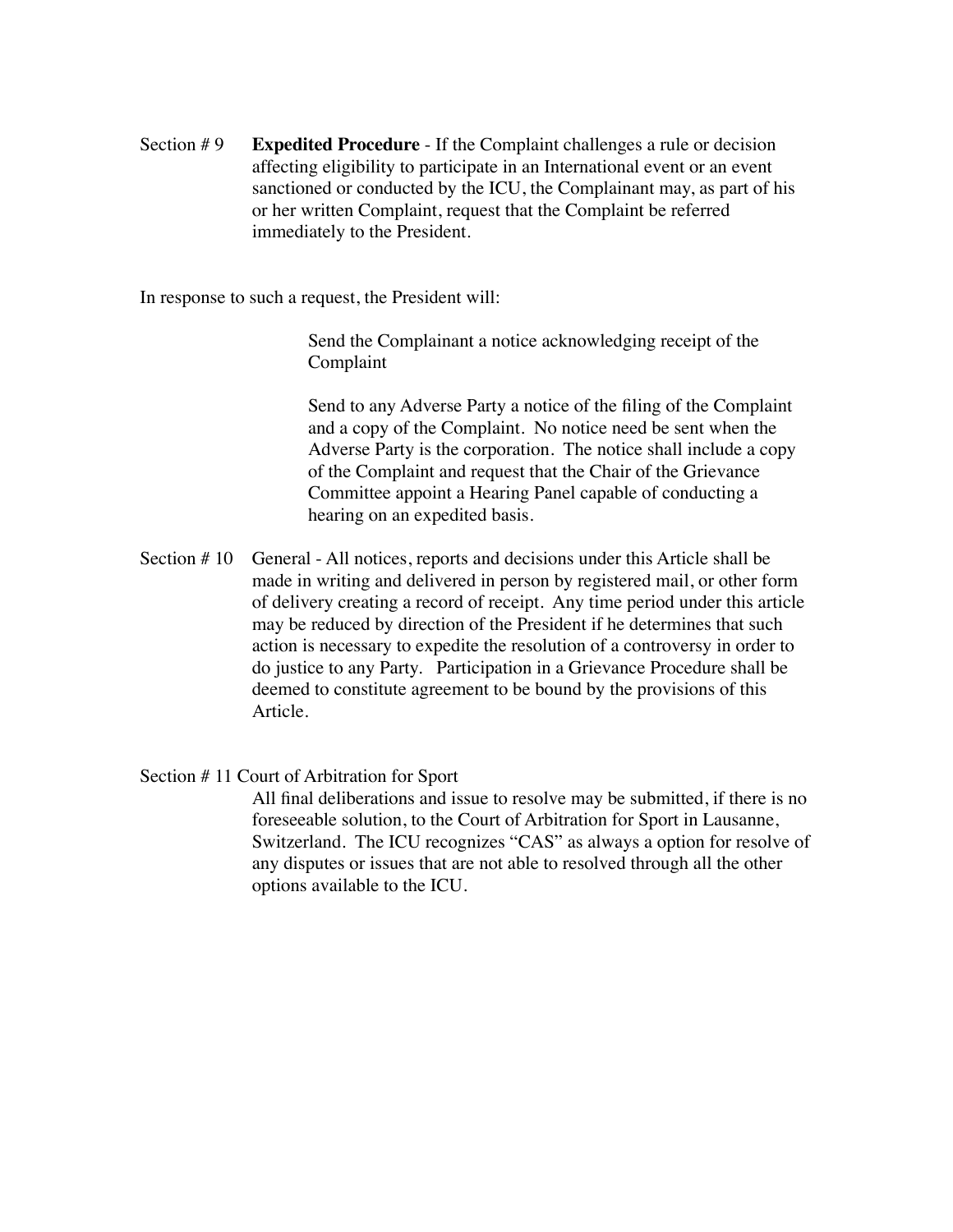Section # 9 **Expedited Procedure** - If the Complainant challenges a rule or decision affecting eligibility to participate in an International event or an event sanctioned or conducted by the ICU, the Complainant may, as part of his or her written Complaint, request that the Complaint be referred immediately to the President.

In response to such a request, the President will:

Send the Complainant a notice acknowledging receipt of the Complaint

Send to any Adverse Party a notice of the filing of the Complaint and a copy of the Complaint. No notice need be sent when the Adverse Party is the corporation. The notice shall include a copy of the Complaint and request that the Chair of the Grievance Committee appoint a Hearing Panel capable of conducting a hearing on an expedited basis.

Section # 10 General - All notices, reports and decisions under this Article shall be made in writing and delivered in person by registered mail, or other form of delivery creating a record of receipt. Any time period under this article may be reduced by direction of the President if he determines that such action is necessary to expedite the resolution of a controversy in order to do justice to any Party. Participation in a Grievance Procedure shall be deemed to constitute agreement to be bound by the provisions of this Article.

Section # 11 Court of Arbitration for Sport

All final deliberations and issue to resolve may be submitted, if there is no foreseeable solution, to the Court of Arbitration for Sport in Lausanne, Switzerland. The ICU recognizes "CAS" as always a option for resolve of any disputes or issues that are not able to resolved through all the other options available to the ICU.